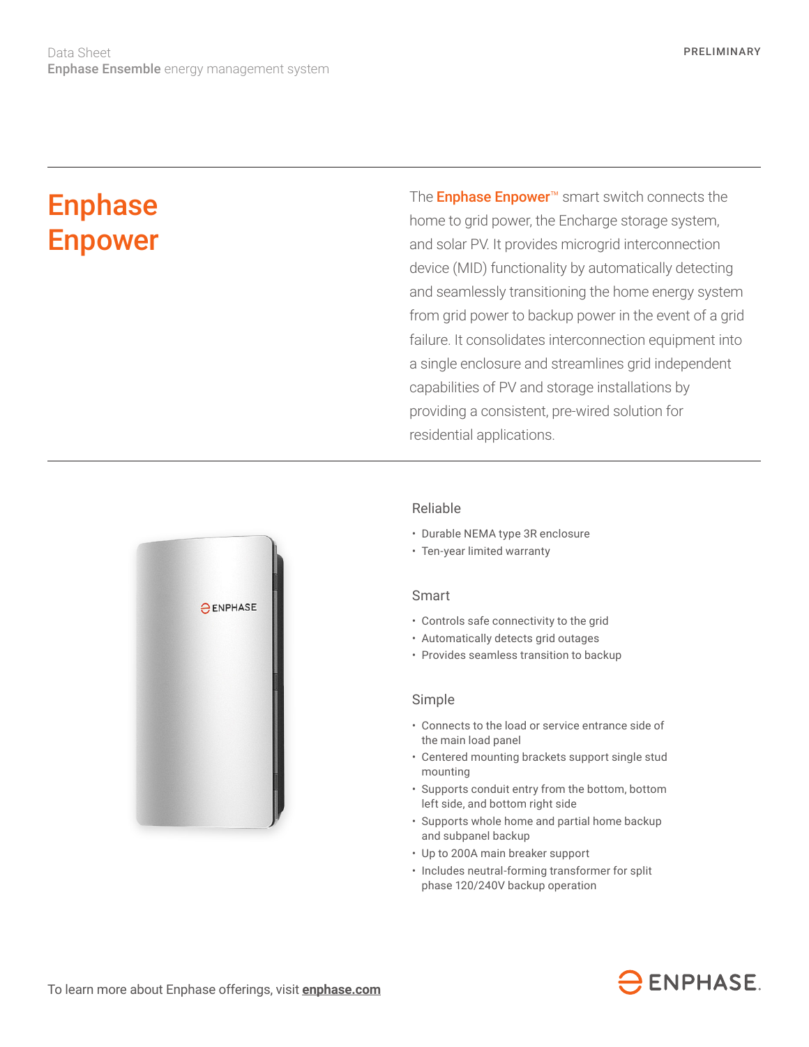Data Sheet
**Enphase Ensemble** energy management system

PRELIMINARY

# Enphase Enpower

The **Enphase Enpower™** smart switch connects the home to grid power, the Encharge storage system, and solar PV. It provides microgrid interconnection device (MID) functionality by automatically detecting and seamlessly transitioning the home energy system from grid power to backup power in the event of a grid failure. It consolidates interconnection equipment into a single enclosure and streamlines grid independent capabilities of PV and storage installations by providing a consistent, pre-wired solution for residential applications.

## Reliable

- Durable NEMA type 3R enclosure
- Ten-year limited warranty

## Smart

- Controls safe connectivity to the grid
- Automatically detects grid outages
- Provides seamless transition to backup

## Simple

- Connects to the load or service entrance side of the main load panel
- Centered mounting brackets support single stud mounting
- Supports conduit entry from the bottom, bottom left side, and bottom right side
- Supports whole home and partial home backup and subpanel backup
- Up to 200A main breaker support
- Includes neutral-forming transformer for split phase 120/240V backup operation

To learn more about Enphase offerings, visit **enphase.com**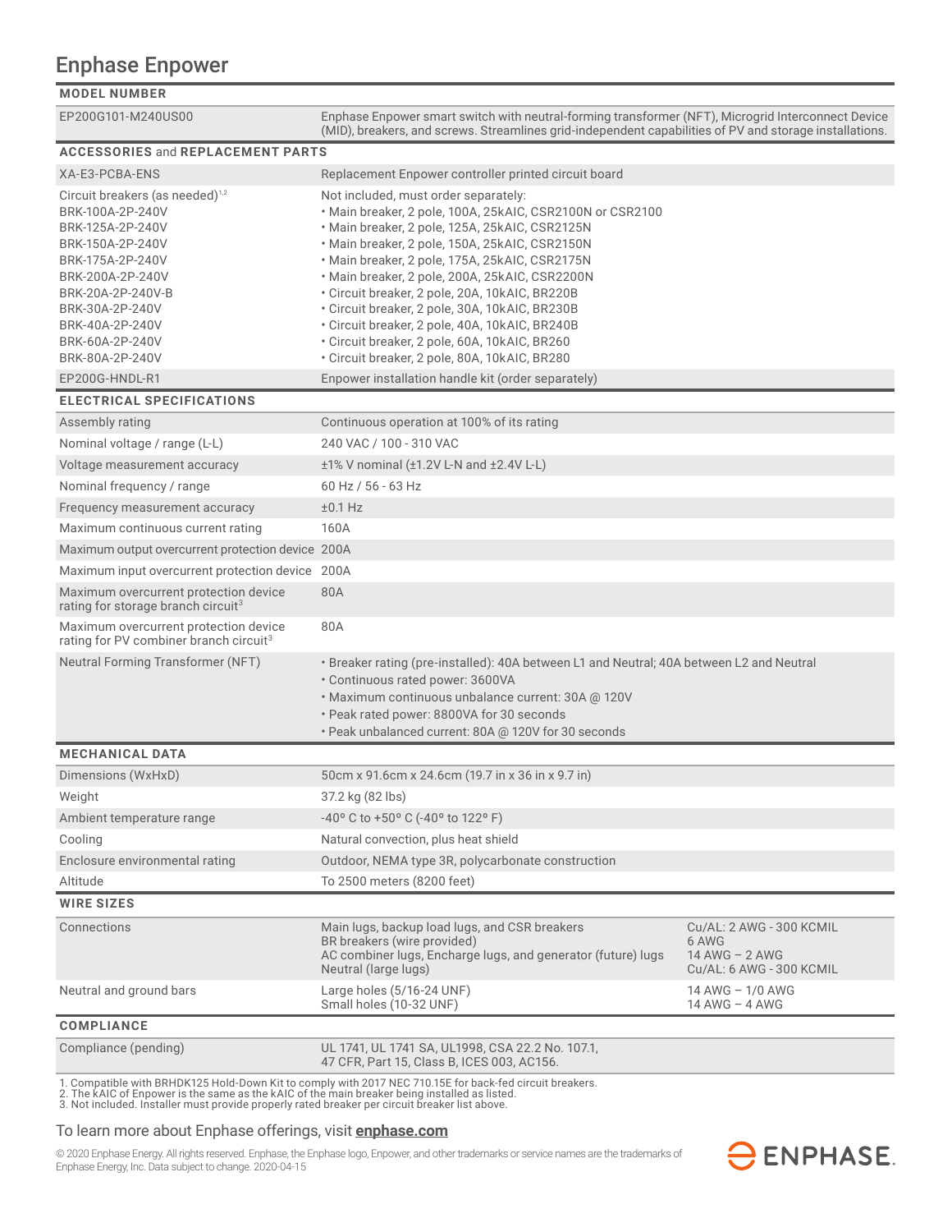# Enphase Enpower

| | | |
|---|---|---|
| **MODEL NUMBER** | | |
| EP200G101-M240US00 | Enphase Enpower smart switch with neutral-forming transformer (NFT), Microgrid Interconnect Device (MID), breakers, and screws. Streamlines grid-independent capabilities of PV and storage installations. | |
| **ACCESSORIES** and **REPLACEMENT PARTS** | | |
| XA-E3-PCBA-ENS | Replacement Enpower controller printed circuit board | |
| Circuit breakers (as needed)[1,2]<br>BRK-100A-2P-240V<br>BRK-125A-2P-240V<br>BRK-150A-2P-240V<br>BRK-175A-2P-240V<br>BRK-200A-2P-240V<br>BRK-20A-2P-240V-B<br>BRK-30A-2P-240V<br>BRK-40A-2P-240V<br>BRK-60A-2P-240V<br>BRK-80A-2P-240V | Not included, must order separately:<br>• Main breaker, 2 pole, 100A, 25kAIC, CSR2100N or CSR2100<br>• Main breaker, 2 pole, 125A, 25kAIC, CSR2125N<br>• Main breaker, 2 pole, 150A, 25kAIC, CSR2150N<br>• Main breaker, 2 pole, 175A, 25kAIC, CSR2175N<br>• Main breaker, 2 pole, 200A, 25kAIC, CSR2200N<br>• Circuit breaker, 2 pole, 20A, 10kAIC, BR220B<br>• Circuit breaker, 2 pole, 30A, 10kAIC, BR230B<br>• Circuit breaker, 2 pole, 40A, 10kAIC, BR240B<br>• Circuit breaker, 2 pole, 60A, 10kAIC, BR260<br>• Circuit breaker, 2 pole, 80A, 10kAIC, BR280 | |
| EP200G-HNDL-R1 | Enpower installation handle kit (order separately) | |
| **ELECTRICAL SPECIFICATIONS** | | |
| Assembly rating | Continuous operation at 100% of its rating | |
| Nominal voltage / range (L-L) | 240 VAC / 100 - 310 VAC | |
| Voltage measurement accuracy | ±1% V nominal (±1.2V L-N and ±2.4V L-L) | |
| Nominal frequency / range | 60 Hz / 56 - 63 Hz | |
| Frequency measurement accuracy | ±0.1 Hz | |
| Maximum continuous current rating | 160A | |
| Maximum output overcurrent protection device | 200A | |
| Maximum input overcurrent protection device | 200A | |
| Maximum overcurrent protection device rating for storage branch circuit[3] | 80A | |
| Maximum overcurrent protection device rating for PV combiner branch circuit[3] | 80A | |
| Neutral Forming Transformer (NFT) | • Breaker rating (pre-installed): 40A between L1 and Neutral; 40A between L2 and Neutral<br>• Continuous rated power: 3600VA<br>• Maximum continuous unbalance current: 30A @ 120V<br>• Peak rated power: 8800VA for 30 seconds<br>• Peak unbalanced current: 80A @ 120V for 30 seconds | |
| **MECHANICAL DATA** | | |
| Dimensions (WxHxD) | 50cm x 91.6cm x 24.6cm (19.7 in x 36 in x 9.7 in) | |
| Weight | 37.2 kg (82 lbs) | |
| Ambient temperature range | -40º C to +50º C (-40º to 122º F) | |
| Cooling | Natural convection, plus heat shield | |
| Enclosure environmental rating | Outdoor, NEMA type 3R, polycarbonate construction | |
| Altitude | To 2500 meters (8200 feet) | |
| **WIRE SIZES** | | |
| Connections | Main lugs, backup load lugs, and CSR breakers<br>BR breakers (wire provided)<br>AC combiner lugs, Encharge lugs, and generator (future) lugs<br>Neutral (large lugs) | Cu/AL: 2 AWG - 300 KCMIL<br>6 AWG<br>14 AWG – 2 AWG<br>Cu/AL: 6 AWG - 300 KCMIL |
| Neutral and ground bars | Large holes (5/16-24 UNF)<br>Small holes (10-32 UNF) | 14 AWG – 1/0 AWG<br>14 AWG – 4 AWG |
| **COMPLIANCE** | | |
| Compliance (pending) | UL 1741, UL 1741 SA, UL1998, CSA 22.2 No. 107.1,<br>47 CFR, Part 15, Class B, ICES 003, AC156. | |

1. Compatible with BRHDK125 Hold-Down Kit to comply with 2017 NEC 710.15E for back-fed circuit breakers.
2. The kAIC of Enpower is the same as the kAIC of the main breaker being installed as listed.
3. Not included. Installer must provide properly rated breaker per circuit breaker list above.

To learn more about Enphase offerings, visit **enphase.com**

© 2020 Enphase Energy. All rights reserved. Enphase, the Enphase logo, Enpower, and other trademarks or service names are the trademarks of Enphase Energy, Inc. Data subject to change. 2020-04-15

ENPHASE.